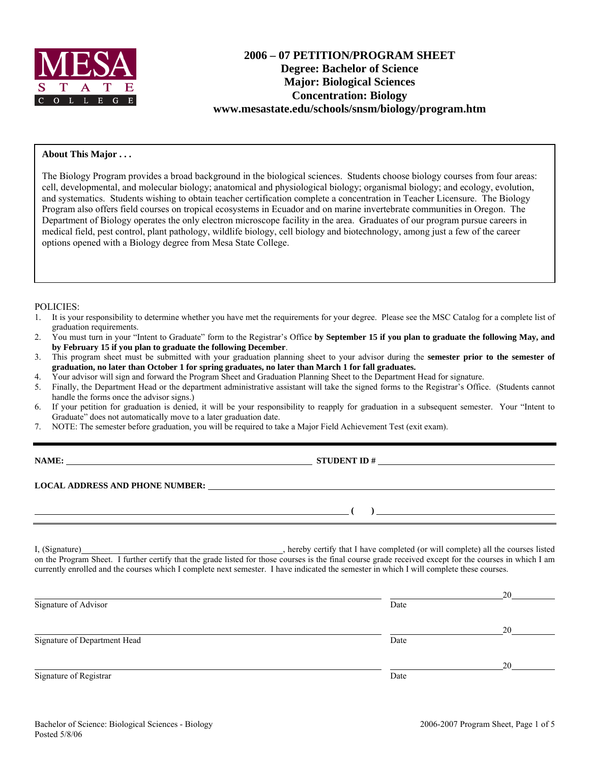MESA STATE COLLEGE

# 2006 – 07 PETITION/PROGRAM SHEET
## Degree: Bachelor of Science
## Major: Biological Sciences
## Concentration: Biology
## www.mesastate.edu/schools/snsm/biology/program.htm

**About This Major . . .**

The Biology Program provides a broad background in the biological sciences. Students choose biology courses from four areas: cell, developmental, and molecular biology; anatomical and physiological biology; organismal biology; and ecology, evolution, and systematics. Students wishing to obtain teacher certification complete a concentration in Teacher Licensure. The Biology Program also offers field courses on tropical ecosystems in Ecuador and on marine invertebrate communities in Oregon. The Department of Biology operates the only electron microscope facility in the area. Graduates of our program pursue careers in medical field, pest control, plant pathology, wildlife biology, cell biology and biotechnology, among just a few of the career options opened with a Biology degree from Mesa State College.

POLICIES:

1. It is your responsibility to determine whether you have met the requirements for your degree. Please see the MSC Catalog for a complete list of graduation requirements.
2. You must turn in your "Intent to Graduate" form to the Registrar's Office **by September 15 if you plan to graduate the following May, and by February 15 if you plan to graduate the following December**.
3. This program sheet must be submitted with your graduation planning sheet to your advisor during the **semester prior to the semester of graduation, no later than October 1 for spring graduates, no later than March 1 for fall graduates.**
4. Your advisor will sign and forward the Program Sheet and Graduation Planning Sheet to the Department Head for signature.
5. Finally, the Department Head or the department administrative assistant will take the signed forms to the Registrar's Office. (Students cannot handle the forms once the advisor signs.)
6. If your petition for graduation is denied, it will be your responsibility to reapply for graduation in a subsequent semester. Your "Intent to Graduate" does not automatically move to a later graduation date.
7. NOTE: The semester before graduation, you will be required to take a Major Field Achievement Test (exit exam).

---

**NAME:** ______________________________ **STUDENT ID #** ______________________________

**LOCAL ADDRESS AND PHONE NUMBER:** ______________________________________________

______________________________________________ **(    )** ______________________________

I, (Signature)______________________________, hereby certify that I have completed (or will complete) all the courses listed on the Program Sheet. I further certify that the grade listed for those courses is the final course grade received except for the courses in which I am currently enrolled and the courses which I complete next semester. I have indicated the semester in which I will complete these courses.

______________________________________________ ____________________ 20______
Signature of Advisor Date

______________________________________________ ____________________ 20______
Signature of Department Head Date

______________________________________________ ____________________ 20______
Signature of Registrar Date

Bachelor of Science: Biological Sciences - Biology
Posted 5/8/06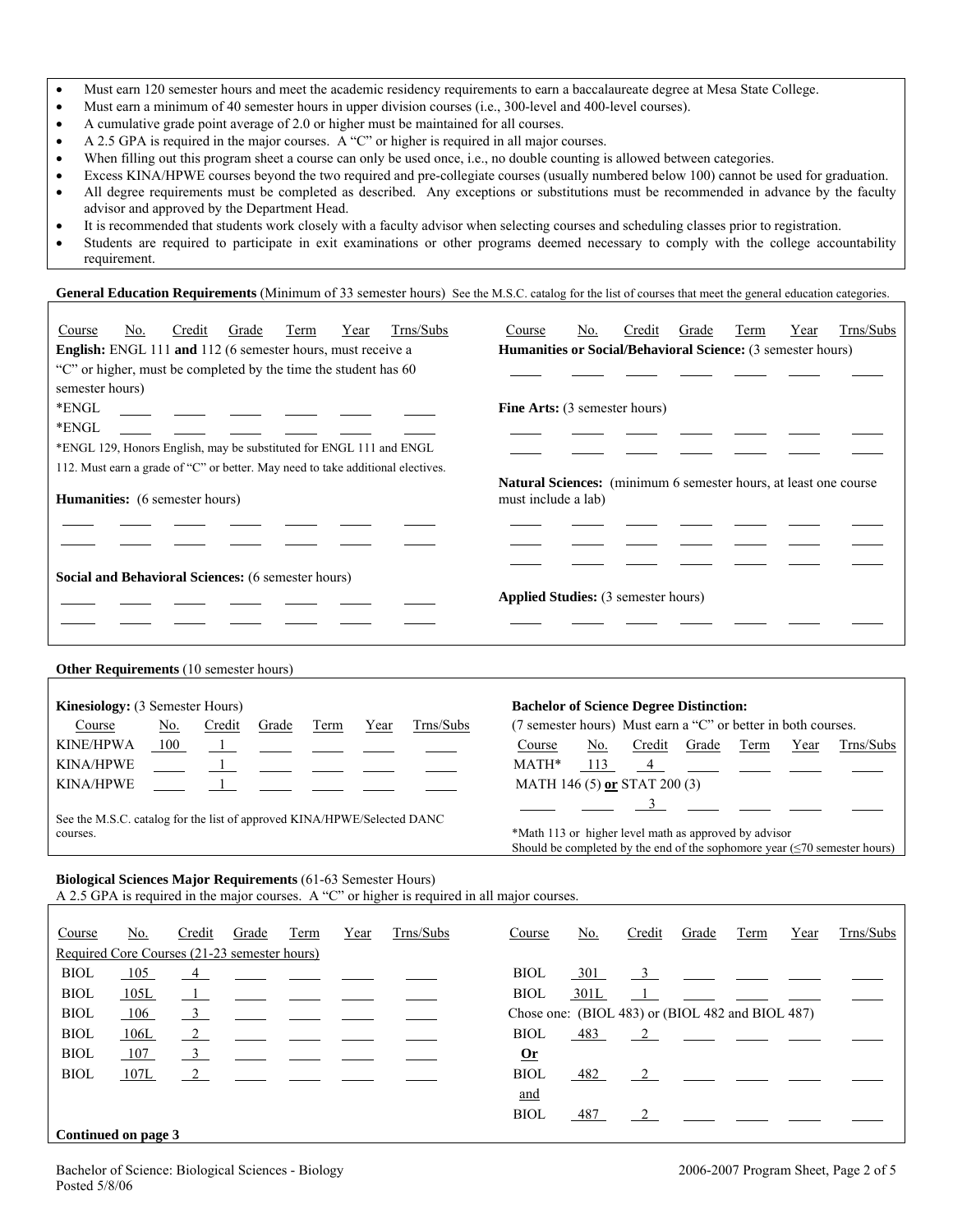- Must earn 120 semester hours and meet the academic residency requirements to earn a baccalaureate degree at Mesa State College.
- Must earn a minimum of 40 semester hours in upper division courses (i.e., 300-level and 400-level courses).
- A cumulative grade point average of 2.0 or higher must be maintained for all courses.
- A 2.5 GPA is required in the major courses. A "C" or higher is required in all major courses.
- When filling out this program sheet a course can only be used once, i.e., no double counting is allowed between categories.
- Excess KINA/HPWE courses beyond the two required and pre-collegiate courses (usually numbered below 100) cannot be used for graduation.
- All degree requirements must be completed as described. Any exceptions or substitutions must be recommended in advance by the faculty advisor and approved by the Department Head.
- It is recommended that students work closely with a faculty advisor when selecting courses and scheduling classes prior to registration.
- Students are required to participate in exit examinations or other programs deemed necessary to comply with the college accountability requirement.

**General Education Requirements** (Minimum of 33 semester hours) See the M.S.C. catalog for the list of courses that meet the general education categories.

**English:** ENGL 111 **and** 112 (6 semester hours, must receive a "C" or higher, must be completed by the time the student has 60 semester hours)

| Course | No. | Credit | Grade | Term | Year | Trns/Subs |
|---|---|---|---|---|---|---|
| *ENGL | | | | | | |
| *ENGL | | | | | | |

*ENGL 129, Honors English, may be substituted for ENGL 111 and ENGL 112. Must earn a grade of "C" or better. May need to take additional electives.

**Humanities:** (6 semester hours)

| Course | No. | Credit | Grade | Term | Year | Trns/Subs |
|---|---|---|---|---|---|---|
| | | | | | | |
| | | | | | | |

**Social and Behavioral Sciences:** (6 semester hours)

| Course | No. | Credit | Grade | Term | Year | Trns/Subs |
|---|---|---|---|---|---|---|
| | | | | | | |
| | | | | | | |

**Humanities or Social/Behavioral Science:** (3 semester hours)

| Course | No. | Credit | Grade | Term | Year | Trns/Subs |
|---|---|---|---|---|---|---|
| | | | | | | |

**Fine Arts:** (3 semester hours)

| Course | No. | Credit | Grade | Term | Year | Trns/Subs |
|---|---|---|---|---|---|---|
| | | | | | | |
| | | | | | | |

**Natural Sciences:** (minimum 6 semester hours, at least one course must include a lab)

| Course | No. | Credit | Grade | Term | Year | Trns/Subs |
|---|---|---|---|---|---|---|
| | | | | | | |
| | | | | | | |
| | | | | | | |

**Applied Studies:** (3 semester hours)

| Course | No. | Credit | Grade | Term | Year | Trns/Subs |
|---|---|---|---|---|---|---|
| | | | | | | |

**Other Requirements** (10 semester hours)

**Kinesiology:** (3 Semester Hours)

| Course | No. | Credit | Grade | Term | Year | Trns/Subs |
|---|---|---|---|---|---|---|
| KINE/HPWA | 100 | 1 | | | | |
| KINA/HPWE | | 1 | | | | |
| KINA/HPWE | | 1 | | | | |

See the M.S.C. catalog for the list of approved KINA/HPWE/Selected DANC courses.

**Bachelor of Science Degree Distinction:**

(7 semester hours) Must earn a "C" or better in both courses.

| Course | No. | Credit | Grade | Term | Year | Trns/Subs |
|---|---|---|---|---|---|---|
| MATH* | 113 | 4 | | | | |
| MATH 146 (5) **or** STAT 200 (3) | | | | | | |
| | | 3 | | | | |

*Math 113 or higher level math as approved by advisor
Should be completed by the end of the sophomore year (≤70 semester hours)

**Biological Sciences Major Requirements** (61-63 Semester Hours)
A 2.5 GPA is required in the major courses. A "C" or higher is required in all major courses.

Required Core Courses (21-23 semester hours)

| Course | No. | Credit | Grade | Term | Year | Trns/Subs |
|---|---|---|---|---|---|---|
| BIOL | 105 | 4 | | | | |
| BIOL | 105L | 1 | | | | |
| BIOL | 106 | 3 | | | | |
| BIOL | 106L | 2 | | | | |
| BIOL | 107 | 3 | | | | |
| BIOL | 107L | 2 | | | | |
| BIOL | 301 | 3 | | | | |
| BIOL | 301L | 1 | | | | |
| Chose one: (BIOL 483) or (BIOL 482 and BIOL 487) | | | | | | |
| BIOL | 483 | 2 | | | | |
| **Or** | | | | | | |
| BIOL | 482 | 2 | | | | |
| and | | | | | | |
| BIOL | 487 | 2 | | | | |

**Continued on page 3**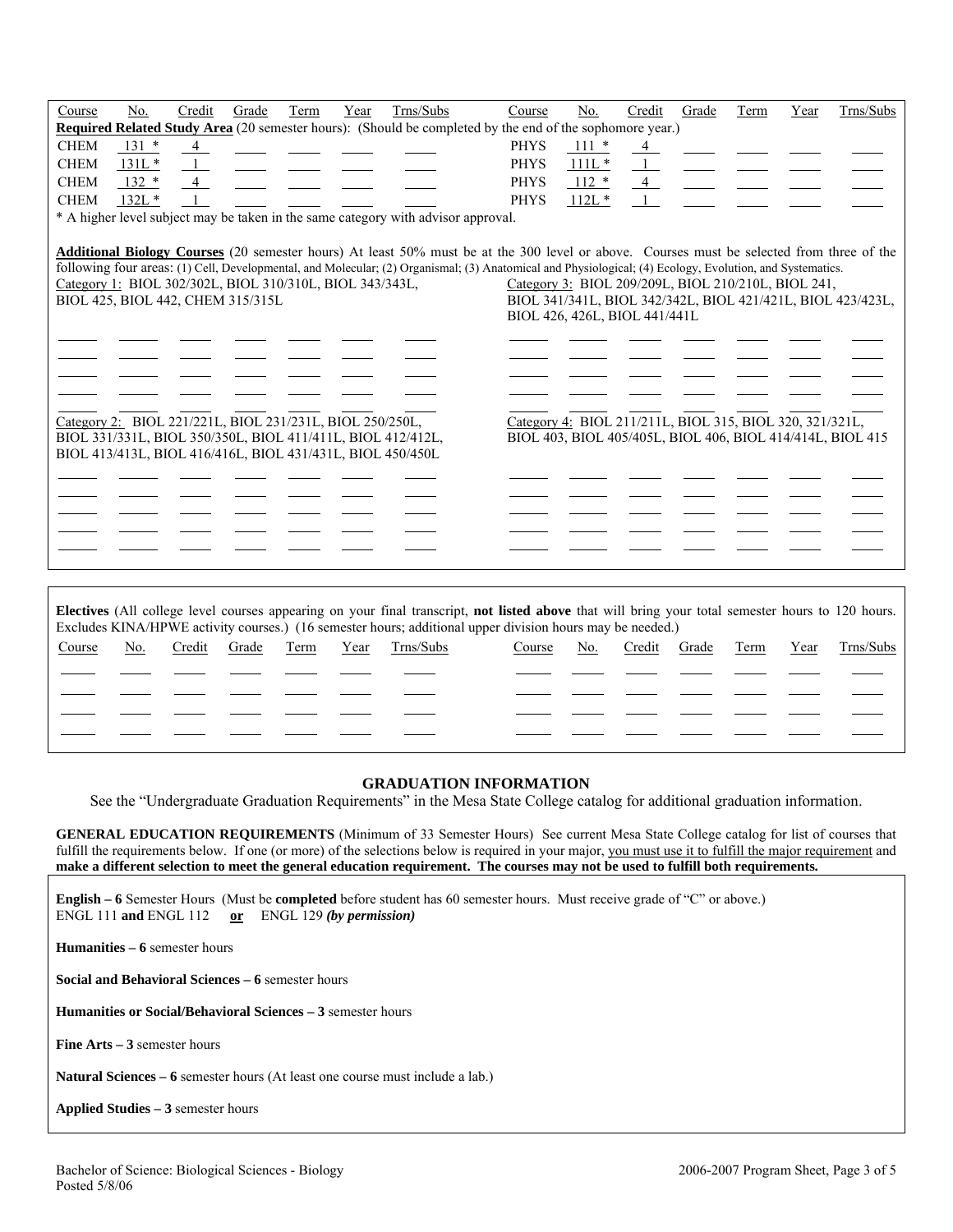| Course | No. | Credit | Grade | Term | Year | Trns/Subs | Course | No. | Credit | Grade | Term | Year | Trns/Subs |
|---|---|---|---|---|---|---|---|---|---|---|---|---|---|

**Required Related Study Area** (20 semester hours): (Should be completed by the end of the sophomore year.)

| Course | No. | Credit | Grade | Term | Year | Trns/Subs | Course | No. | Credit | Grade | Term | Year | Trns/Subs |
|---|---|---|---|---|---|---|---|---|---|---|---|---|---|
| CHEM | 131 * | 4 | | | | | PHYS | 111 * | 4 | | | | |
| CHEM | 131L * | 1 | | | | | PHYS | 111L * | 1 | | | | |
| CHEM | 132 * | 4 | | | | | PHYS | 112 * | 4 | | | | |
| CHEM | 132L * | 1 | | | | | PHYS | 112L * | 1 | | | | |

* A higher level subject may be taken in the same category with advisor approval.

**Additional Biology Courses** (20 semester hours) At least 50% must be at the 300 level or above. Courses must be selected from three of the following four areas: (1) Cell, Developmental, and Molecular; (2) Organismal; (3) Anatomical and Physiological; (4) Ecology, Evolution, and Systematics.

Category 1: BIOL 302/302L, BIOL 310/310L, BIOL 343/343L, BIOL 425, BIOL 442, CHEM 315/315L

Category 3: BIOL 209/209L, BIOL 210/210L, BIOL 241, BIOL 341/341L, BIOL 342/342L, BIOL 421/421L, BIOL 423/423L, BIOL 426, 426L, BIOL 441/441L

Category 2: BIOL 221/221L, BIOL 231/231L, BIOL 250/250L, BIOL 331/331L, BIOL 350/350L, BIOL 411/411L, BIOL 412/412L, BIOL 413/413L, BIOL 416/416L, BIOL 431/431L, BIOL 450/450L

Category 4: BIOL 211/211L, BIOL 315, BIOL 320, 321/321L, BIOL 403, BIOL 405/405L, BIOL 406, BIOL 414/414L, BIOL 415

**Electives** (All college level courses appearing on your final transcript, **not listed above** that will bring your total semester hours to 120 hours. Excludes KINA/HPWE activity courses.) (16 semester hours; additional upper division hours may be needed.)

| Course | No. | Credit | Grade | Term | Year | Trns/Subs | Course | No. | Credit | Grade | Term | Year | Trns/Subs |
|---|---|---|---|---|---|---|---|---|---|---|---|---|---|
| | | | | | | | | | | | | | |

## GRADUATION INFORMATION

See the "Undergraduate Graduation Requirements" in the Mesa State College catalog for additional graduation information.

**GENERAL EDUCATION REQUIREMENTS** (Minimum of 33 Semester Hours) See current Mesa State College catalog for list of courses that fulfill the requirements below. If one (or more) of the selections below is required in your major, you must use it to fulfill the major requirement and **make a different selection to meet the general education requirement. The courses may not be used to fulfill both requirements.**

**English – 6** Semester Hours (Must be **completed** before student has 60 semester hours. Must receive grade of "C" or above.)
ENGL 111 **and** ENGL 112 **or** ENGL 129 ***(by permission)***

**Humanities – 6** semester hours

**Social and Behavioral Sciences – 6** semester hours

**Humanities or Social/Behavioral Sciences – 3** semester hours

**Fine Arts – 3** semester hours

**Natural Sciences – 6** semester hours (At least one course must include a lab.)

**Applied Studies – 3** semester hours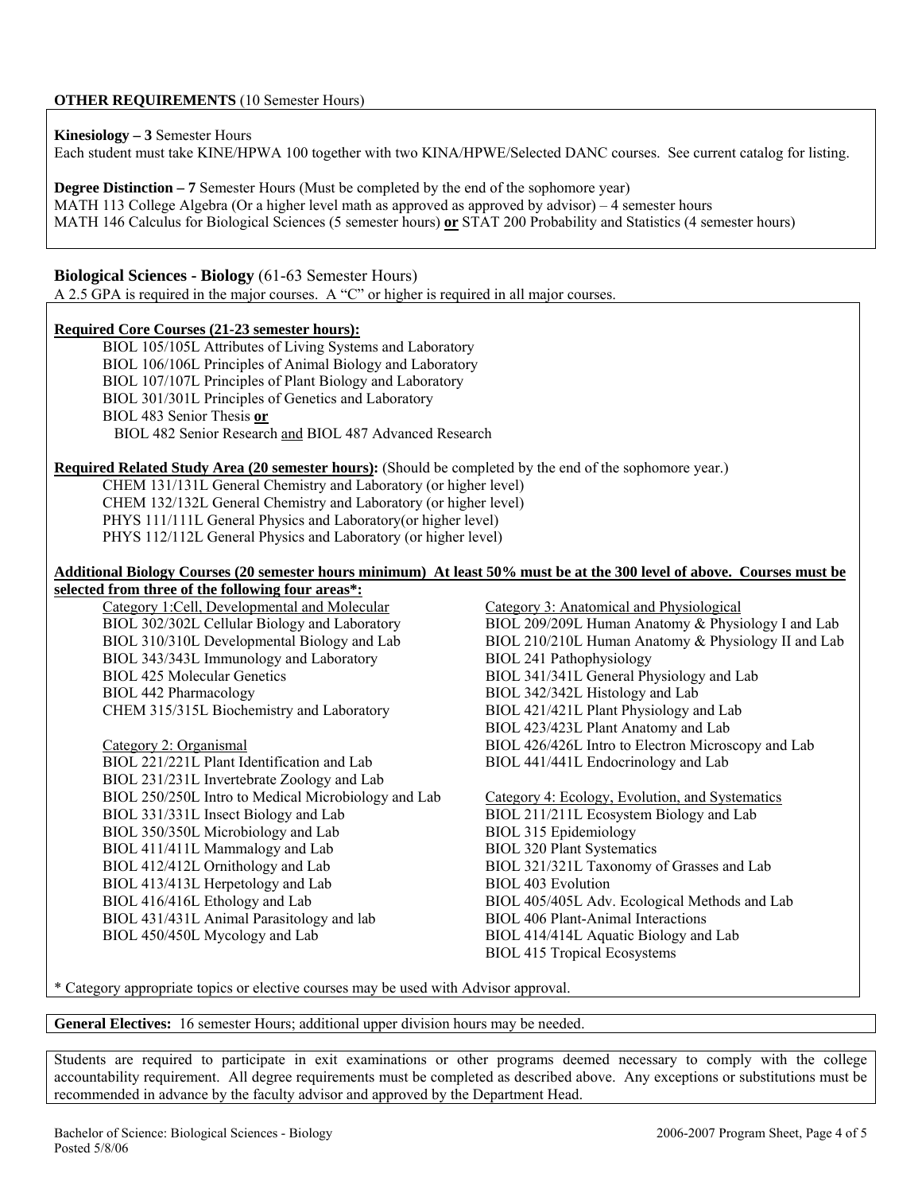**OTHER REQUIREMENTS** (10 Semester Hours)

**Kinesiology – 3** Semester Hours
Each student must take KINE/HPWA 100 together with two KINA/HPWE/Selected DANC courses. See current catalog for listing.

**Degree Distinction – 7** Semester Hours (Must be completed by the end of the sophomore year)
MATH 113 College Algebra (Or a higher level math as approved as approved by advisor) – 4 semester hours
MATH 146 Calculus for Biological Sciences (5 semester hours) **or** STAT 200 Probability and Statistics (4 semester hours)

## Biological Sciences - Biology (61-63 Semester Hours)

A 2.5 GPA is required in the major courses. A "C" or higher is required in all major courses.

**Required Core Courses (21-23 semester hours):**

- BIOL 105/105L Attributes of Living Systems and Laboratory
- BIOL 106/106L Principles of Animal Biology and Laboratory
- BIOL 107/107L Principles of Plant Biology and Laboratory
- BIOL 301/301L Principles of Genetics and Laboratory
- BIOL 483 Senior Thesis **or**
  BIOL 482 Senior Research and BIOL 487 Advanced Research

**Required Related Study Area (20 semester hours):** (Should be completed by the end of the sophomore year.)

- CHEM 131/131L General Chemistry and Laboratory (or higher level)
- CHEM 132/132L General Chemistry and Laboratory (or higher level)
- PHYS 111/111L General Physics and Laboratory(or higher level)
- PHYS 112/112L General Physics and Laboratory (or higher level)

**Additional Biology Courses (20 semester hours minimum) At least 50% must be at the 300 level of above. Courses must be selected from three of the following four areas\*:**

Category 1:Cell, Developmental and Molecular

- BIOL 302/302L Cellular Biology and Laboratory
- BIOL 310/310L Developmental Biology and Lab
- BIOL 343/343L Immunology and Laboratory
- BIOL 425 Molecular Genetics
- BIOL 442 Pharmacology
- CHEM 315/315L Biochemistry and Laboratory

Category 2: Organismal

- BIOL 221/221L Plant Identification and Lab
- BIOL 231/231L Invertebrate Zoology and Lab
- BIOL 250/250L Intro to Medical Microbiology and Lab
- BIOL 331/331L Insect Biology and Lab
- BIOL 350/350L Microbiology and Lab
- BIOL 411/411L Mammalogy and Lab
- BIOL 412/412L Ornithology and Lab
- BIOL 413/413L Herpetology and Lab
- BIOL 416/416L Ethology and Lab
- BIOL 431/431L Animal Parasitology and lab
- BIOL 450/450L Mycology and Lab

Category 3: Anatomical and Physiological

- BIOL 209/209L Human Anatomy & Physiology I and Lab
- BIOL 210/210L Human Anatomy & Physiology II and Lab
- BIOL 241 Pathophysiology
- BIOL 341/341L General Physiology and Lab
- BIOL 342/342L Histology and Lab
- BIOL 421/421L Plant Physiology and Lab
- BIOL 423/423L Plant Anatomy and Lab
- BIOL 426/426L Intro to Electron Microscopy and Lab
- BIOL 441/441L Endocrinology and Lab

Category 4: Ecology, Evolution, and Systematics

- BIOL 211/211L Ecosystem Biology and Lab
- BIOL 315 Epidemiology
- BIOL 320 Plant Systematics
- BIOL 321/321L Taxonomy of Grasses and Lab
- BIOL 403 Evolution
- BIOL 405/405L Adv. Ecological Methods and Lab
- BIOL 406 Plant-Animal Interactions
- BIOL 414/414L Aquatic Biology and Lab
- BIOL 415 Tropical Ecosystems

\* Category appropriate topics or elective courses may be used with Advisor approval.

**General Electives:** 16 semester Hours; additional upper division hours may be needed.

Students are required to participate in exit examinations or other programs deemed necessary to comply with the college accountability requirement. All degree requirements must be completed as described above. Any exceptions or substitutions must be recommended in advance by the faculty advisor and approved by the Department Head.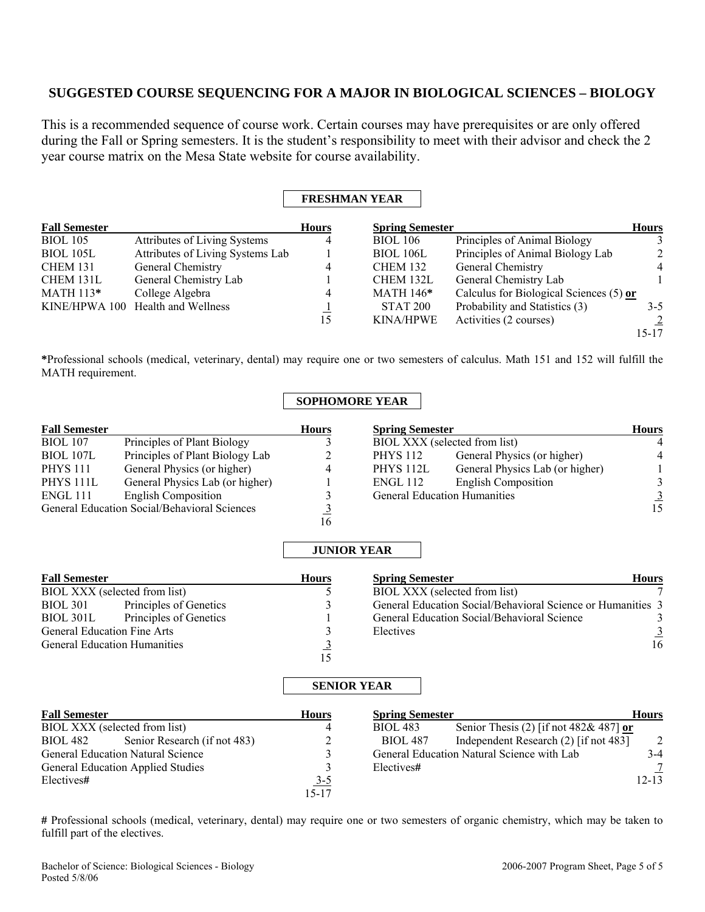## SUGGESTED COURSE SEQUENCING FOR A MAJOR IN BIOLOGICAL SCIENCES – BIOLOGY

This is a recommended sequence of course work. Certain courses may have prerequisites or are only offered during the Fall or Spring semesters. It is the student's responsibility to meet with their advisor and check the 2 year course matrix on the Mesa State website for course availability.

### FRESHMAN YEAR

| Fall Semester | | Hours | Spring Semester | | Hours |
|---|---|---|---|---|---|
| BIOL 105 | Attributes of Living Systems | 4 | BIOL 106 | Principles of Animal Biology | 3 |
| BIOL 105L | Attributes of Living Systems Lab | 1 | BIOL 106L | Principles of Animal Biology Lab | 2 |
| CHEM 131 | General Chemistry | 4 | CHEM 132 | General Chemistry | 4 |
| CHEM 131L | General Chemistry Lab | 1 | CHEM 132L | General Chemistry Lab | 1 |
| MATH 113* | College Algebra | 4 | MATH 146* | Calculus for Biological Sciences (5) **or** | |
| KINE/HPWA 100 | Health and Wellness | 1 | STAT 200 | Probability and Statistics (3) | 3-5 |
| | | 15 | KINA/HPWE | Activities (2 courses) | 2 |
| | | | | | 15-17 |

*Professional schools (medical, veterinary, dental) may require one or two semesters of calculus. Math 151 and 152 will fulfill the MATH requirement.

### SOPHOMORE YEAR

| Fall Semester | | Hours | Spring Semester | | Hours |
|---|---|---|---|---|---|
| BIOL 107 | Principles of Plant Biology | 3 | BIOL XXX (selected from list) | | 4 |
| BIOL 107L | Principles of Plant Biology Lab | 2 | PHYS 112 | General Physics (or higher) | 4 |
| PHYS 111 | General Physics (or higher) | 4 | PHYS 112L | General Physics Lab (or higher) | 1 |
| PHYS 111L | General Physics Lab (or higher) | 1 | ENGL 112 | English Composition | 3 |
| ENGL 111 | English Composition | 3 | General Education Humanities | | 3 |
| General Education Social/Behavioral Sciences | | 3 | | | 15 |
| | | 16 | | | |

### JUNIOR YEAR

| Fall Semester | | Hours | Spring Semester | | Hours |
|---|---|---|---|---|---|
| BIOL XXX (selected from list) | | 5 | BIOL XXX (selected from list) | | 7 |
| BIOL 301 | Principles of Genetics | 3 | General Education Social/Behavioral Science or Humanities | | 3 |
| BIOL 301L | Principles of Genetics | 1 | General Education Social/Behavioral Science | | 3 |
| General Education Fine Arts | | 3 | Electives | | 3 |
| General Education Humanities | | 3 | | | 16 |
| | | 15 | | | |

### SENIOR YEAR

| Fall Semester | | Hours | Spring Semester | | Hours |
|---|---|---|---|---|---|
| BIOL XXX (selected from list) | | 4 | BIOL 483 | Senior Thesis (2) [if not 482& 487] **or** | |
| BIOL 482 | Senior Research (if not 483) | 2 | BIOL 487 | Independent Research (2) [if not 483] | 2 |
| General Education Natural Science | | 3 | General Education Natural Science with Lab | | 3-4 |
| General Education Applied Studies | | 3 | Electives# | | 7 |
| Electives# | | 3-5 | | | 12-13 |
| | | 15-17 | | | |

# Professional schools (medical, veterinary, dental) may require one or two semesters of organic chemistry, which may be taken to fulfill part of the electives.

Bachelor of Science: Biological Sciences - Biology
Posted 5/8/06

2006-2007 Program Sheet